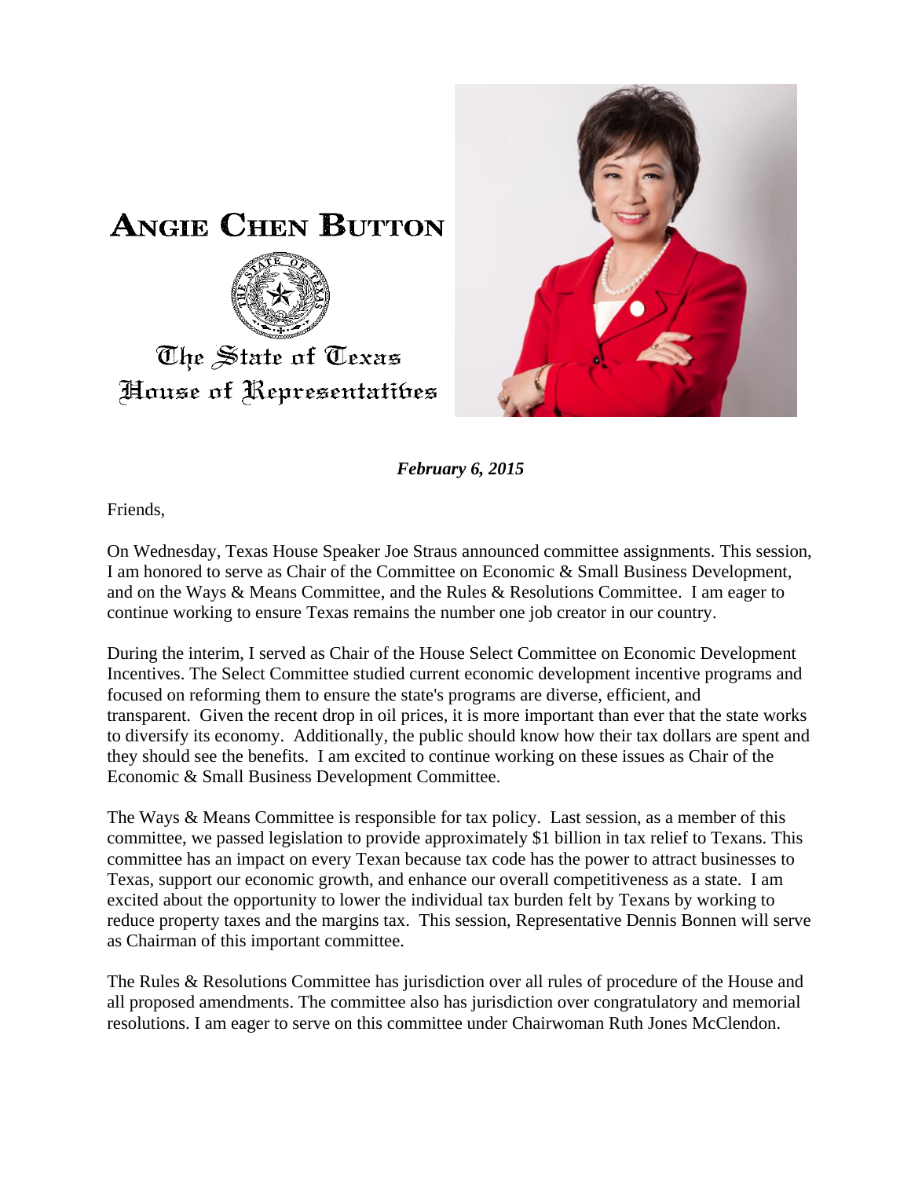# Angie Chen Button

The State of Texas
House of Representatives

***February 6, 2015***

Friends,

On Wednesday, Texas House Speaker Joe Straus announced committee assignments. This session, I am honored to serve as Chair of the Committee on Economic & Small Business Development, and on the Ways & Means Committee, and the Rules & Resolutions Committee. I am eager to continue working to ensure Texas remains the number one job creator in our country.

During the interim, I served as Chair of the House Select Committee on Economic Development Incentives. The Select Committee studied current economic development incentive programs and focused on reforming them to ensure the state's programs are diverse, efficient, and transparent. Given the recent drop in oil prices, it is more important than ever that the state works to diversify its economy. Additionally, the public should know how their tax dollars are spent and they should see the benefits. I am excited to continue working on these issues as Chair of the Economic & Small Business Development Committee.

The Ways & Means Committee is responsible for tax policy. Last session, as a member of this committee, we passed legislation to provide approximately $1 billion in tax relief to Texans. This committee has an impact on every Texan because tax code has the power to attract businesses to Texas, support our economic growth, and enhance our overall competitiveness as a state. I am excited about the opportunity to lower the individual tax burden felt by Texans by working to reduce property taxes and the margins tax. This session, Representative Dennis Bonnen will serve as Chairman of this important committee.

The Rules & Resolutions Committee has jurisdiction over all rules of procedure of the House and all proposed amendments. The committee also has jurisdiction over congratulatory and memorial resolutions. I am eager to serve on this committee under Chairwoman Ruth Jones McClendon.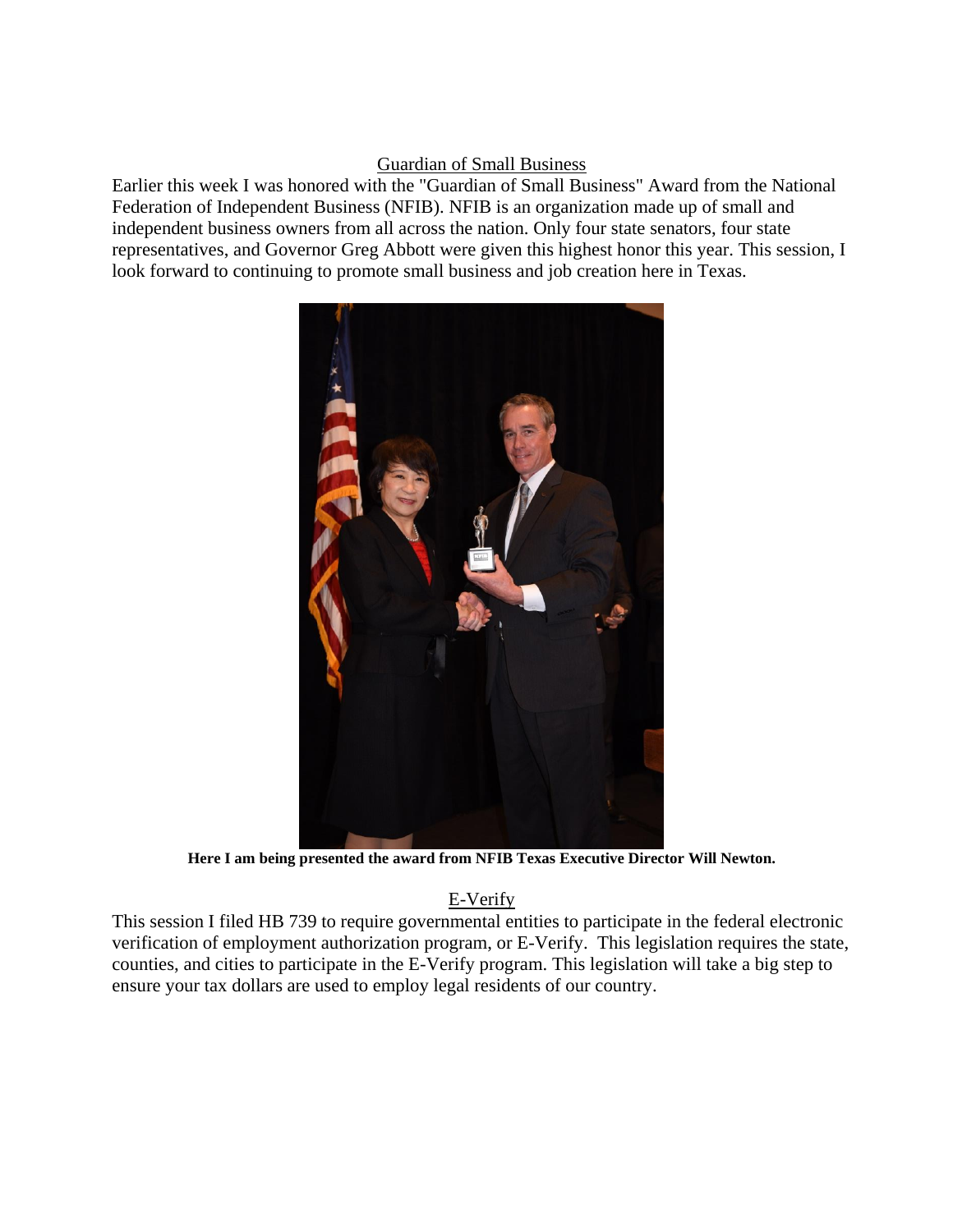## Guardian of Small Business

Earlier this week I was honored with the "Guardian of Small Business" Award from the National Federation of Independent Business (NFIB). NFIB is an organization made up of small and independent business owners from all across the nation. Only four state senators, four state representatives, and Governor Greg Abbott were given this highest honor this year. This session, I look forward to continuing to promote small business and job creation here in Texas.

**Here I am being presented the award from NFIB Texas Executive Director Will Newton.**

## E-Verify

This session I filed HB 739 to require governmental entities to participate in the federal electronic verification of employment authorization program, or E-Verify. This legislation requires the state, counties, and cities to participate in the E-Verify program. This legislation will take a big step to ensure your tax dollars are used to employ legal residents of our country.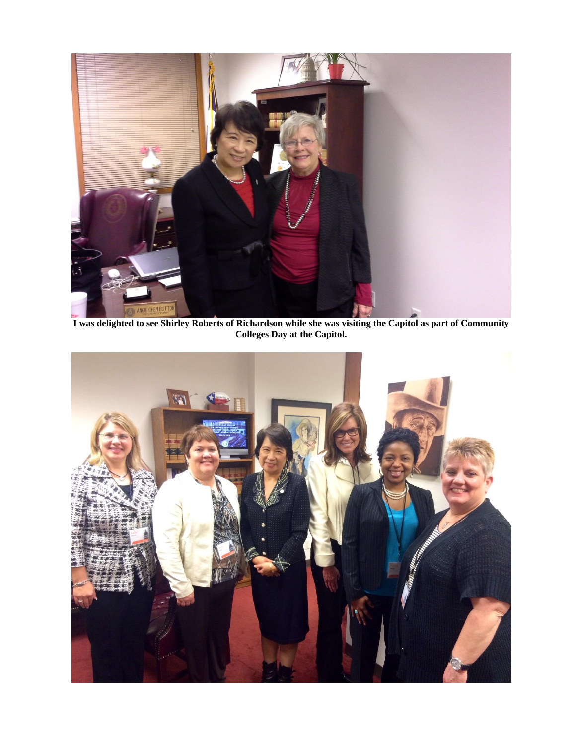**I was delighted to see Shirley Roberts of Richardson while she was visiting the Capitol as part of Community Colleges Day at the Capitol.**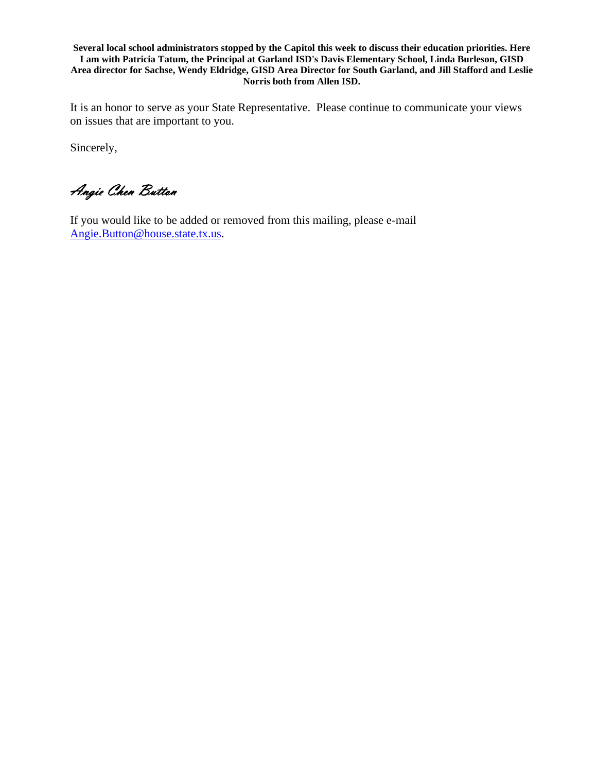**Several local school administrators stopped by the Capitol this week to discuss their education priorities. Here I am with Patricia Tatum, the Principal at Garland ISD's Davis Elementary School, Linda Burleson, GISD Area director for Sachse, Wendy Eldridge, GISD Area Director for South Garland, and Jill Stafford and Leslie Norris both from Allen ISD.**

It is an honor to serve as your State Representative. Please continue to communicate your views on issues that are important to you.

Sincerely,

*Angie Chen Button*

If you would like to be added or removed from this mailing, please e-mail Angie.Button@house.state.tx.us.